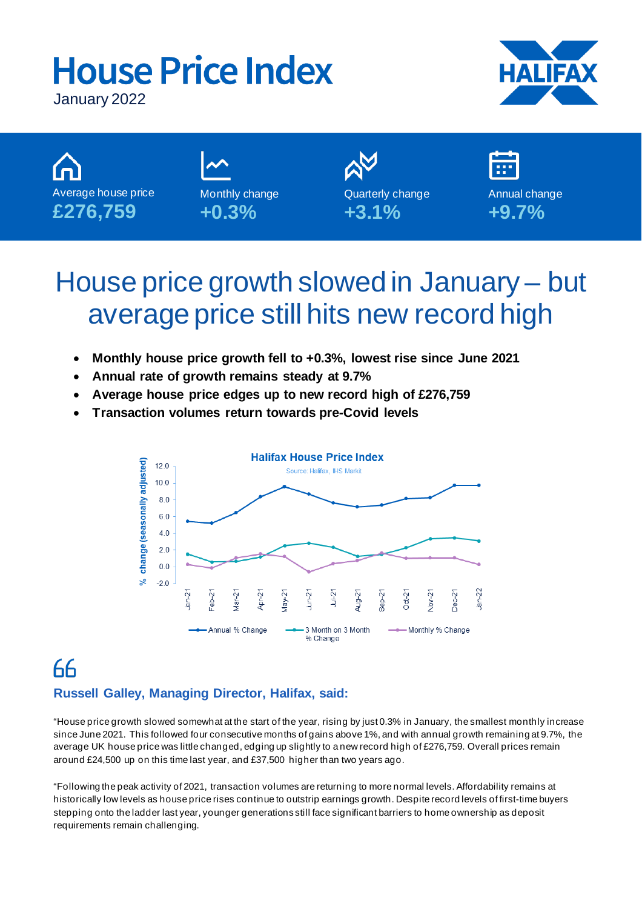# House Price Index

January 2022

| Average house price | Monthly change | Quarterly change | Annual change |
|---|---|---|---|
| **£276,759** | **+0.3%** | **+3.1%** | **+9.7%** |

## House price growth slowed in January – but average price still hits new record high

- **Monthly house price growth fell to +0.3%, lowest rise since June 2021**
- **Annual rate of growth remains steady at 9.7%**
- **Average house price edges up to new record high of £276,759**
- **Transaction volumes return towards pre-Covid levels**

**Halifax House Price Index**

Source: Halifax, IHS Markit

### Russell Galley, Managing Director, Halifax, said:

"House price growth slowed somewhat at the start of the year, rising by just 0.3% in January, the smallest monthly increase since June 2021. This followed four consecutive months of gains above 1%, and with annual growth remaining at 9.7%, the average UK house price was little changed, edging up slightly to a new record high of £276,759. Overall prices remain around £24,500 up on this time last year, and £37,500 higher than two years ago.

"Following the peak activity of 2021, transaction volumes are returning to more normal levels. Affordability remains at historically low levels as house price rises continue to outstrip earnings growth. Despite record levels of first-time buyers stepping onto the ladder last year, younger generations still face significant barriers to home ownership as deposit requirements remain challenging.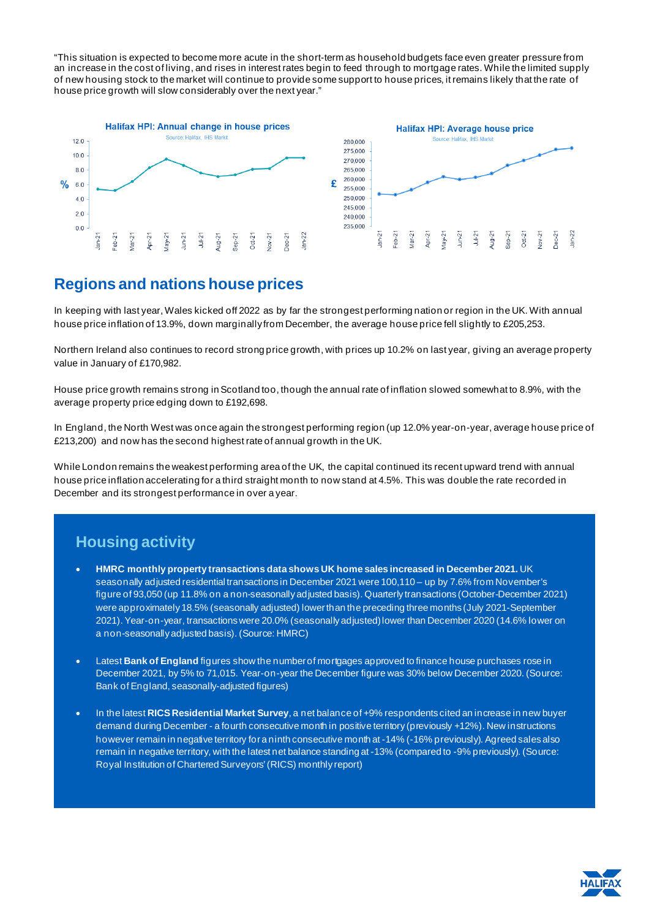"This situation is expected to become more acute in the short-term as household budgets face even greater pressure from an increase in the cost of living, and rises in interest rates begin to feed through to mortgage rates. While the limited supply of new housing stock to the market will continue to provide some support to house prices, it remains likely that the rate of house price growth will slow considerably over the next year."

## Regions and nations house prices

In keeping with last year, Wales kicked off 2022 as by far the strongest performing nation or region in the UK. With annual house price inflation of 13.9%, down marginally from December, the average house price fell slightly to £205,253.

Northern Ireland also continues to record strong price growth, with prices up 10.2% on last year, giving an average property value in January of £170,982.

House price growth remains strong in Scotland too, though the annual rate of inflation slowed somewhat to 8.9%, with the average property price edging down to £192,698.

In England, the North West was once again the strongest performing region (up 12.0% year-on-year, average house price of £213,200) and now has the second highest rate of annual growth in the UK.

While London remains the weakest performing area of the UK, the capital continued its recent upward trend with annual house price inflation accelerating for a third straight month to now stand at 4.5%. This was double the rate recorded in December and its strongest performance in over a year.

## Housing activity

- **HMRC monthly property transactions data shows UK home sales increased in December 2021.** UK seasonally adjusted residential transactions in December 2021 were 100,110 – up by 7.6% from November's figure of 93,050 (up 11.8% on a non-seasonally adjusted basis). Quarterly transactions (October-December 2021) were approximately 18.5% (seasonally adjusted) lower than the preceding three months (July 2021-September 2021). Year-on-year, transactions were 20.0% (seasonally adjusted) lower than December 2020 (14.6% lower on a non-seasonally adjusted basis). (Source: HMRC)

- Latest **Bank of England** figures show the number of mortgages approved to finance house purchases rose in December 2021, by 5% to 71,015. Year-on-year the December figure was 30% below December 2020. (Source: Bank of England, seasonally-adjusted figures)

- In the latest **RICS Residential Market Survey**, a net balance of +9% respondents cited an increase in new buyer demand during December - a fourth consecutive month in positive territory (previously +12%). New instructions however remain in negative territory for a ninth consecutive month at -14% (-16% previously). Agreed sales also remain in negative territory, with the latest net balance standing at -13% (compared to -9% previously). (Source: Royal Institution of Chartered Surveyors' (RICS) monthly report)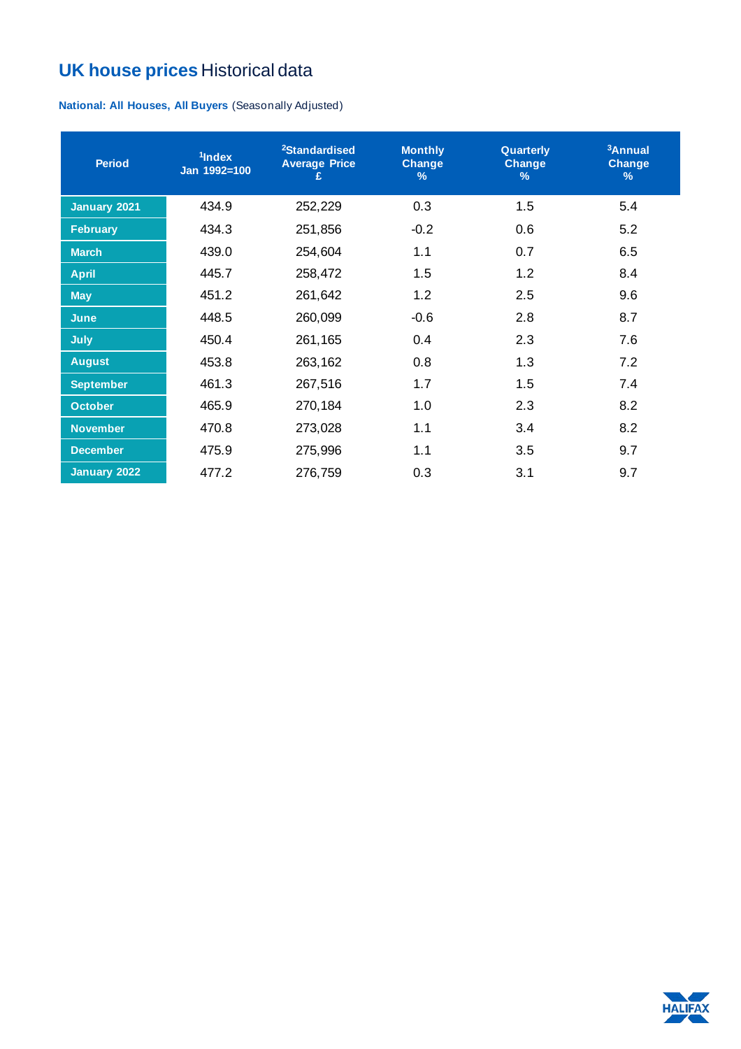# UK house prices Historical data

**National: All Houses, All Buyers** (Seasonally Adjusted)

| Period | [1]Index Jan 1992=100 | [2]Standardised Average Price £ | Monthly Change % | Quarterly Change % | [3]Annual Change % |
|---|---|---|---|---|---|
| January 2021 | 434.9 | 252,229 | 0.3 | 1.5 | 5.4 |
| February | 434.3 | 251,856 | -0.2 | 0.6 | 5.2 |
| March | 439.0 | 254,604 | 1.1 | 0.7 | 6.5 |
| April | 445.7 | 258,472 | 1.5 | 1.2 | 8.4 |
| May | 451.2 | 261,642 | 1.2 | 2.5 | 9.6 |
| June | 448.5 | 260,099 | -0.6 | 2.8 | 8.7 |
| July | 450.4 | 261,165 | 0.4 | 2.3 | 7.6 |
| August | 453.8 | 263,162 | 0.8 | 1.3 | 7.2 |
| September | 461.3 | 267,516 | 1.7 | 1.5 | 7.4 |
| October | 465.9 | 270,184 | 1.0 | 2.3 | 8.2 |
| November | 470.8 | 273,028 | 1.1 | 3.4 | 8.2 |
| December | 475.9 | 275,996 | 1.1 | 3.5 | 9.7 |
| January 2022 | 477.2 | 276,759 | 0.3 | 3.1 | 9.7 |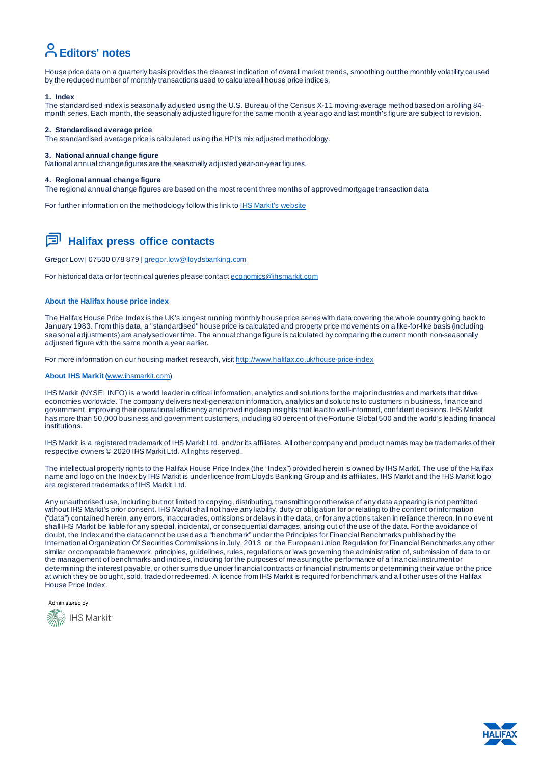## Editors' notes

House price data on a quarterly basis provides the clearest indication of overall market trends, smoothing out the monthly volatility caused by the reduced number of monthly transactions used to calculate all house price indices.

**1. Index**

The standardised index is seasonally adjusted using the U.S. Bureau of the Census X-11 moving-average method based on a rolling 84-month series. Each month, the seasonally adjusted figure for the same month a year ago and last month's figure are subject to revision.

**2. Standardised average price**

The standardised average price is calculated using the HPI's mix adjusted methodology.

**3. National annual change figure**

National annual change figures are the seasonally adjusted year-on-year figures.

**4. Regional annual change figure**

The regional annual change figures are based on the most recent three months of approved mortgage transaction data.

For further information on the methodology follow this link to IHS Markit's website

## Halifax press office contacts

Gregor Low | 07500 078 879 | gregor.low@lloydsbanking.com

For historical data or for technical queries please contact economics@ihsmarkit.com

**About the Halifax house price index**

The Halifax House Price Index is the UK's longest running monthly house price series with data covering the whole country going back to January 1983. From this data, a "standardised" house price is calculated and property price movements on a like-for-like basis (including seasonal adjustments) are analysed over time. The annual change figure is calculated by comparing the current month non-seasonally adjusted figure with the same month a year earlier.

For more information on our housing market research, visit http://www.halifax.co.uk/house-price-index

**About IHS Markit** (www.ihsmarkit.com)

IHS Markit (NYSE: INFO) is a world leader in critical information, analytics and solutions for the major industries and markets that drive economies worldwide. The company delivers next-generation information, analytics and solutions to customers in business, finance and government, improving their operational efficiency and providing deep insights that lead to well-informed, confident decisions. IHS Markit has more than 50,000 business and government customers, including 80 percent of the Fortune Global 500 and the world's leading financial institutions.

IHS Markit is a registered trademark of IHS Markit Ltd. and/or its affiliates. All other company and product names may be trademarks of their respective owners © 2020 IHS Markit Ltd. All rights reserved.

The intellectual property rights to the Halifax House Price Index (the "Index") provided herein is owned by IHS Markit. The use of the Halifax name and logo on the Index by IHS Markit is under licence from Lloyds Banking Group and its affiliates. IHS Markit and the IHS Markit logo are registered trademarks of IHS Markit Ltd.

Any unauthorised use, including but not limited to copying, distributing, transmitting or otherwise of any data appearing is not permitted without IHS Markit's prior consent. IHS Markit shall not have any liability, duty or obligation for or relating to the content or information ("data") contained herein, any errors, inaccuracies, omissions or delays in the data, or for any actions taken in reliance thereon. In no event shall IHS Markit be liable for any special, incidental, or consequential damages, arising out of the use of the data. For the avoidance of doubt, the Index and the data cannot be used as a "benchmark" under the Principles for Financial Benchmarks published by the International Organization Of Securities Commissions in July, 2013 or the European Union Regulation for Financial Benchmarks any other similar or comparable framework, principles, guidelines, rules, regulations or laws governing the administration of, submission of data to or the management of benchmarks and indices, including for the purposes of measuring the performance of a financial instrument or determining the interest payable, or other sums due under financial contracts or financial instruments or determining their value or the price at which they be bought, sold, traded or redeemed. A licence from IHS Markit is required for benchmark and all other uses of the Halifax House Price Index.

Administered by

IHS Markit